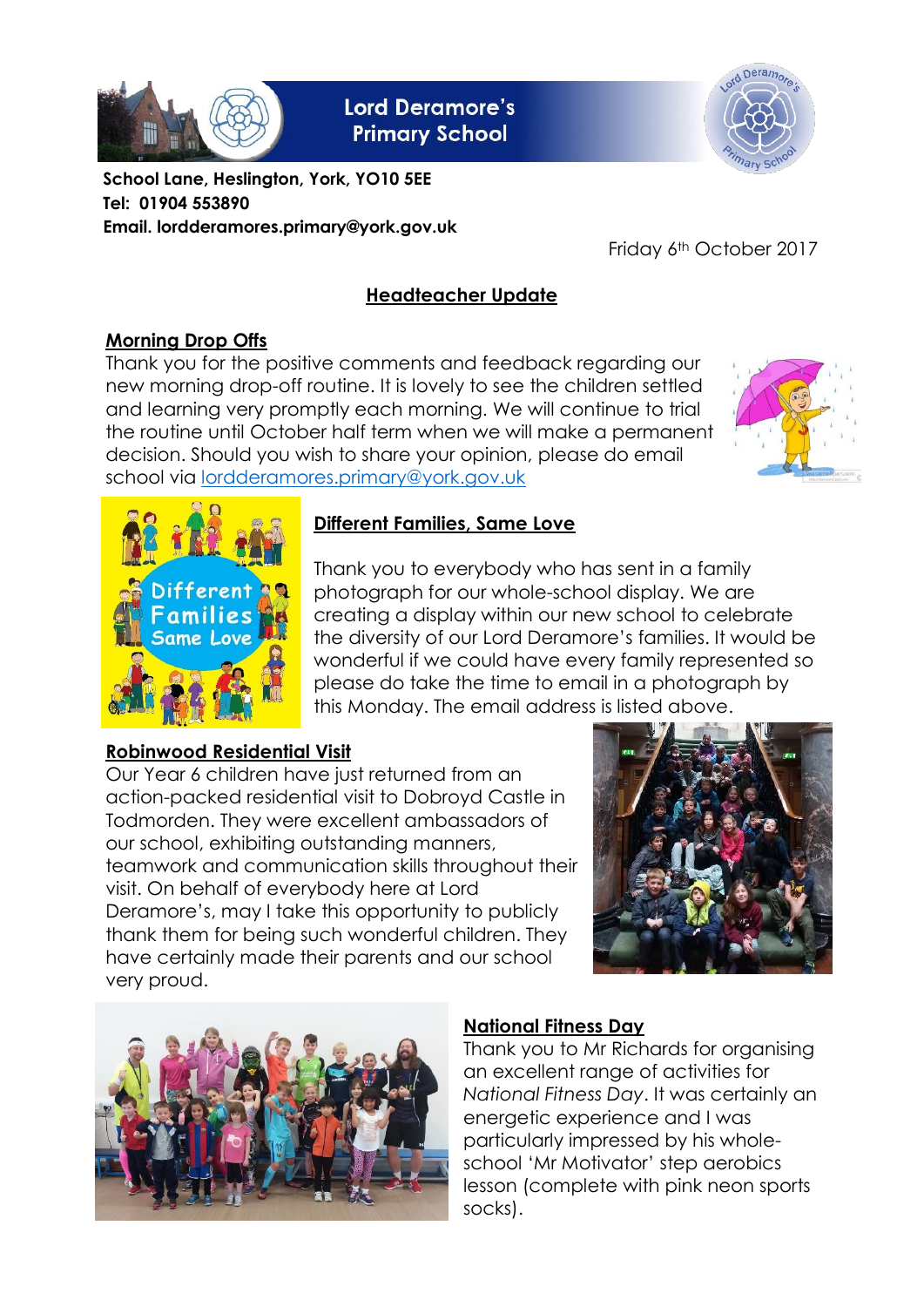# Lord Deramore's Primary School

**School Lane, Heslington, York, YO10 5EE**
**Tel: 01904 553890**
**Email. lordderamores.primary@york.gov.uk**

Friday 6th October 2017

## Headteacher Update

### Morning Drop Offs

Thank you for the positive comments and feedback regarding our new morning drop-off routine. It is lovely to see the children settled and learning very promptly each morning. We will continue to trial the routine until October half term when we will make a permanent decision. Should you wish to share your opinion, please do email school via lordderamores.primary@york.gov.uk

### Different Families, Same Love

Thank you to everybody who has sent in a family photograph for our whole-school display. We are creating a display within our new school to celebrate the diversity of our Lord Deramore's families. It would be wonderful if we could have every family represented so please do take the time to email in a photograph by this Monday. The email address is listed above.

### Robinwood Residential Visit

Our Year 6 children have just returned from an action-packed residential visit to Dobroyd Castle in Todmorden. They were excellent ambassadors of our school, exhibiting outstanding manners, teamwork and communication skills throughout their visit. On behalf of everybody here at Lord Deramore's, may I take this opportunity to publicly thank them for being such wonderful children. They have certainly made their parents and our school very proud.

### National Fitness Day

Thank you to Mr Richards for organising an excellent range of activities for *National Fitness Day*. It was certainly an energetic experience and I was particularly impressed by his whole-school 'Mr Motivator' step aerobics lesson (complete with pink neon sports socks).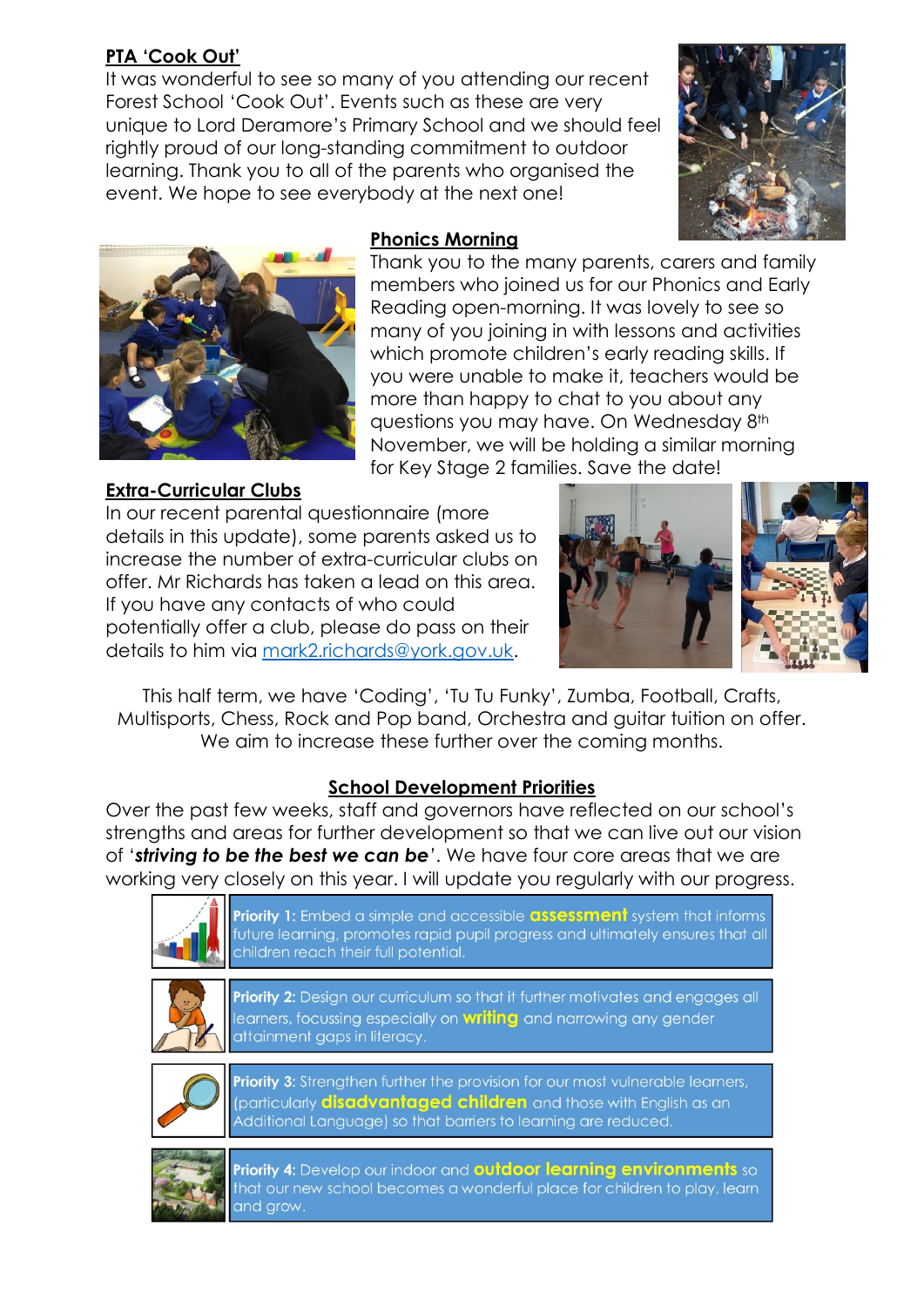## PTA 'Cook Out'

It was wonderful to see so many of you attending our recent Forest School 'Cook Out'. Events such as these are very unique to Lord Deramore's Primary School and we should feel rightly proud of our long-standing commitment to outdoor learning. Thank you to all of the parents who organised the event. We hope to see everybody at the next one!

## Phonics Morning

Thank you to the many parents, carers and family members who joined us for our Phonics and Early Reading open-morning. It was lovely to see so many of you joining in with lessons and activities which promote children's early reading skills. If you were unable to make it, teachers would be more than happy to chat to you about any questions you may have. On Wednesday 8th November, we will be holding a similar morning for Key Stage 2 families. Save the date!

## Extra-Curricular Clubs

In our recent parental questionnaire (more details in this update), some parents asked us to increase the number of extra-curricular clubs on offer. Mr Richards has taken a lead on this area. If you have any contacts of who could potentially offer a club, please do pass on their details to him via mark2.richards@york.gov.uk.

This half term, we have 'Coding', 'Tu Tu Funky', Zumba, Football, Crafts, Multisports, Chess, Rock and Pop band, Orchestra and guitar tuition on offer. We aim to increase these further over the coming months.

## School Development Priorities

Over the past few weeks, staff and governors have reflected on our school's strengths and areas for further development so that we can live out our vision of '***striving to be the best we can be***'. We have four core areas that we are working very closely on this year. I will update you regularly with our progress.

**Priority 1:** Embed a simple and accessible **assessment** system that informs future learning, promotes rapid pupil progress and ultimately ensures that all children reach their full potential.

**Priority 2:** Design our curriculum so that it further motivates and engages all learners, focussing especially on **writing** and narrowing any gender attainment gaps in literacy.

**Priority 3:** Strengthen further the provision for our most vulnerable learners, (particularly **disadvantaged children** and those with English as an Additional Language) so that barriers to learning are reduced.

**Priority 4:** Develop our indoor and **outdoor learning environments** so that our new school becomes a wonderful place for children to play, learn and grow.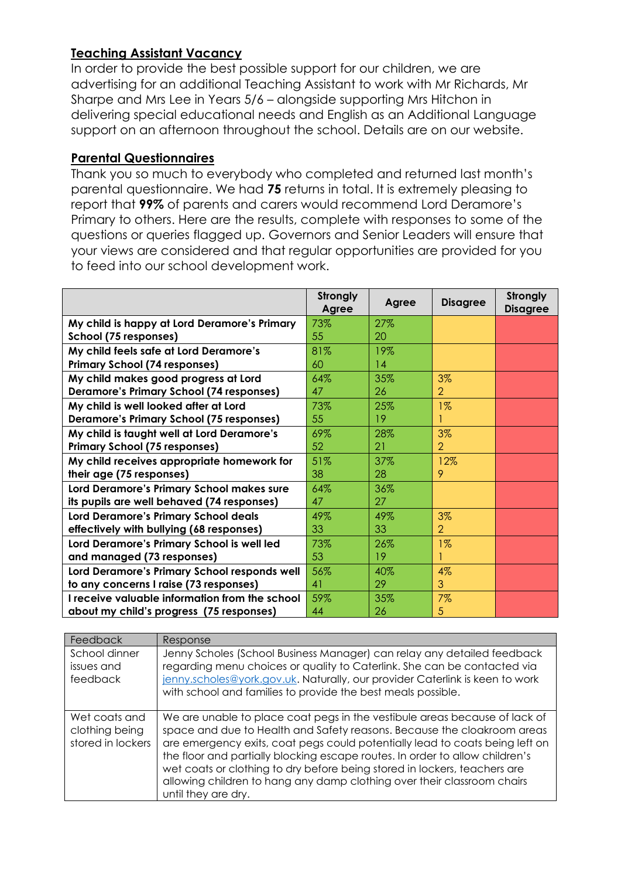## Teaching Assistant Vacancy

In order to provide the best possible support for our children, we are advertising for an additional Teaching Assistant to work with Mr Richards, Mr Sharpe and Mrs Lee in Years 5/6 – alongside supporting Mrs Hitchon in delivering special educational needs and English as an Additional Language support on an afternoon throughout the school. Details are on our website.

## Parental Questionnaires

Thank you so much to everybody who completed and returned last month's parental questionnaire. We had **75** returns in total. It is extremely pleasing to report that **99%** of parents and carers would recommend Lord Deramore's Primary to others. Here are the results, complete with responses to some of the questions or queries flagged up. Governors and Senior Leaders will ensure that your views are considered and that regular opportunities are provided for you to feed into our school development work.

| | Strongly Agree | Agree | Disagree | Strongly Disagree |
|---|---|---|---|---|
| **My child is happy at Lord Deramore's Primary School (75 responses)** | 73%<br>55 | 27%<br>20 | | |
| **My child feels safe at Lord Deramore's Primary School (74 responses)** | 81%<br>60 | 19%<br>14 | | |
| **My child makes good progress at Lord Deramore's Primary School (74 responses)** | 64%<br>47 | 35%<br>26 | 3%<br>2 | |
| **My child is well looked after at Lord Deramore's Primary School (75 responses)** | 73%<br>55 | 25%<br>19 | 1%<br>1 | |
| **My child is taught well at Lord Deramore's Primary School (75 responses)** | 69%<br>52 | 28%<br>21 | 3%<br>2 | |
| **My child receives appropriate homework for their age (75 responses)** | 51%<br>38 | 37%<br>28 | 12%<br>9 | |
| **Lord Deramore's Primary School makes sure its pupils are well behaved (74 responses)** | 64%<br>47 | 36%<br>27 | | |
| **Lord Deramore's Primary School deals effectively with bullying (68 responses)** | 49%<br>33 | 49%<br>33 | 3%<br>2 | |
| **Lord Deramore's Primary School is well led and managed (73 responses)** | 73%<br>53 | 26%<br>19 | 1%<br>1 | |
| **Lord Deramore's Primary School responds well to any concerns I raise (73 responses)** | 56%<br>41 | 40%<br>29 | 4%<br>3 | |
| **I receive valuable information from the school about my child's progress (75 responses)** | 59%<br>44 | 35%<br>26 | 7%<br>5 | |

| Feedback | Response |
|---|---|
| School dinner issues and feedback | Jenny Scholes (School Business Manager) can relay any detailed feedback regarding menu choices or quality to Caterlink. She can be contacted via jenny.scholes@york.gov.uk. Naturally, our provider Caterlink is keen to work with school and families to provide the best meals possible. |
| Wet coats and clothing being stored in lockers | We are unable to place coat pegs in the vestibule areas because of lack of space and due to Health and Safety reasons. Because the cloakroom areas are emergency exits, coat pegs could potentially lead to coats being left on the floor and partially blocking escape routes. In order to allow children's wet coats or clothing to dry before being stored in lockers, teachers are allowing children to hang any damp clothing over their classroom chairs until they are dry. |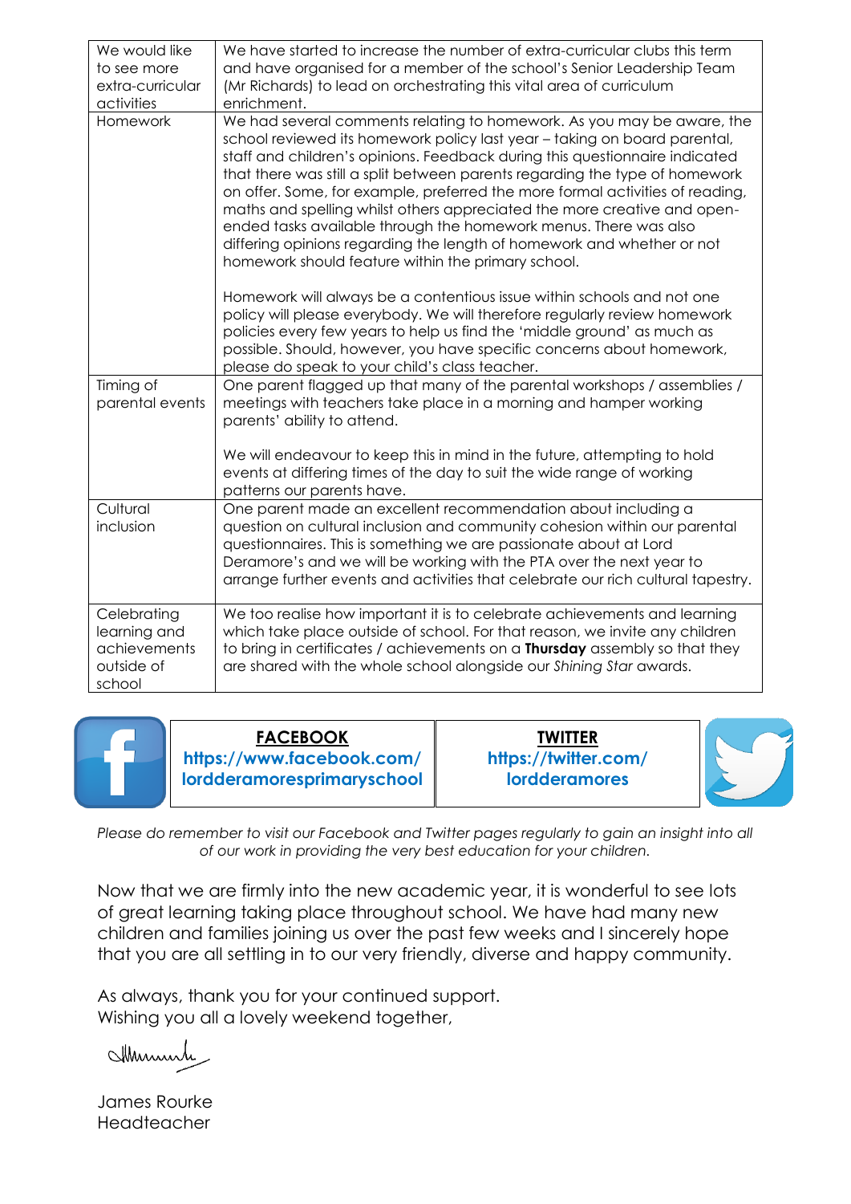| | |
|---|---|
| We would like to see more extra-curricular activities | We have started to increase the number of extra-curricular clubs this term and have organised for a member of the school's Senior Leadership Team (Mr Richards) to lead on orchestrating this vital area of curriculum enrichment. |
| Homework | We had several comments relating to homework. As you may be aware, the school reviewed its homework policy last year – taking on board parental, staff and children's opinions. Feedback during this questionnaire indicated that there was still a split between parents regarding the type of homework on offer. Some, for example, preferred the more formal activities of reading, maths and spelling whilst others appreciated the more creative and open-ended tasks available through the homework menus. There was also differing opinions regarding the length of homework and whether or not homework should feature within the primary school.<br><br>Homework will always be a contentious issue within schools and not one policy will please everybody. We will therefore regularly review homework policies every few years to help us find the 'middle ground' as much as possible. Should, however, you have specific concerns about homework, please do speak to your child's class teacher. |
| Timing of parental events | One parent flagged up that many of the parental workshops / assemblies / meetings with teachers take place in a morning and hamper working parents' ability to attend.<br><br>We will endeavour to keep this in mind in the future, attempting to hold events at differing times of the day to suit the wide range of working patterns our parents have. |
| Cultural inclusion | One parent made an excellent recommendation about including a question on cultural inclusion and community cohesion within our parental questionnaires. This is something we are passionate about at Lord Deramore's and we will be working with the PTA over the next year to arrange further events and activities that celebrate our rich cultural tapestry. |
| Celebrating learning and achievements outside of school | We too realise how important it is to celebrate achievements and learning which take place outside of school. For that reason, we invite any children to bring in certificates / achievements on a **Thursday** assembly so that they are shared with the whole school alongside our *Shining Star* awards. |

| **FACEBOOK** | **TWITTER** |
|---|---|
| **https://www.facebook.com/lordderamoresprimaryschool** | **https://twitter.com/lordderamores** |

*Please do remember to visit our Facebook and Twitter pages regularly to gain an insight into all of our work in providing the very best education for your children.*

Now that we are firmly into the new academic year, it is wonderful to see lots of great learning taking place throughout school. We have had many new children and families joining us over the past few weeks and I sincerely hope that you are all settling in to our very friendly, diverse and happy community.

As always, thank you for your continued support.
Wishing you all a lovely weekend together,

James Rourke
Headteacher